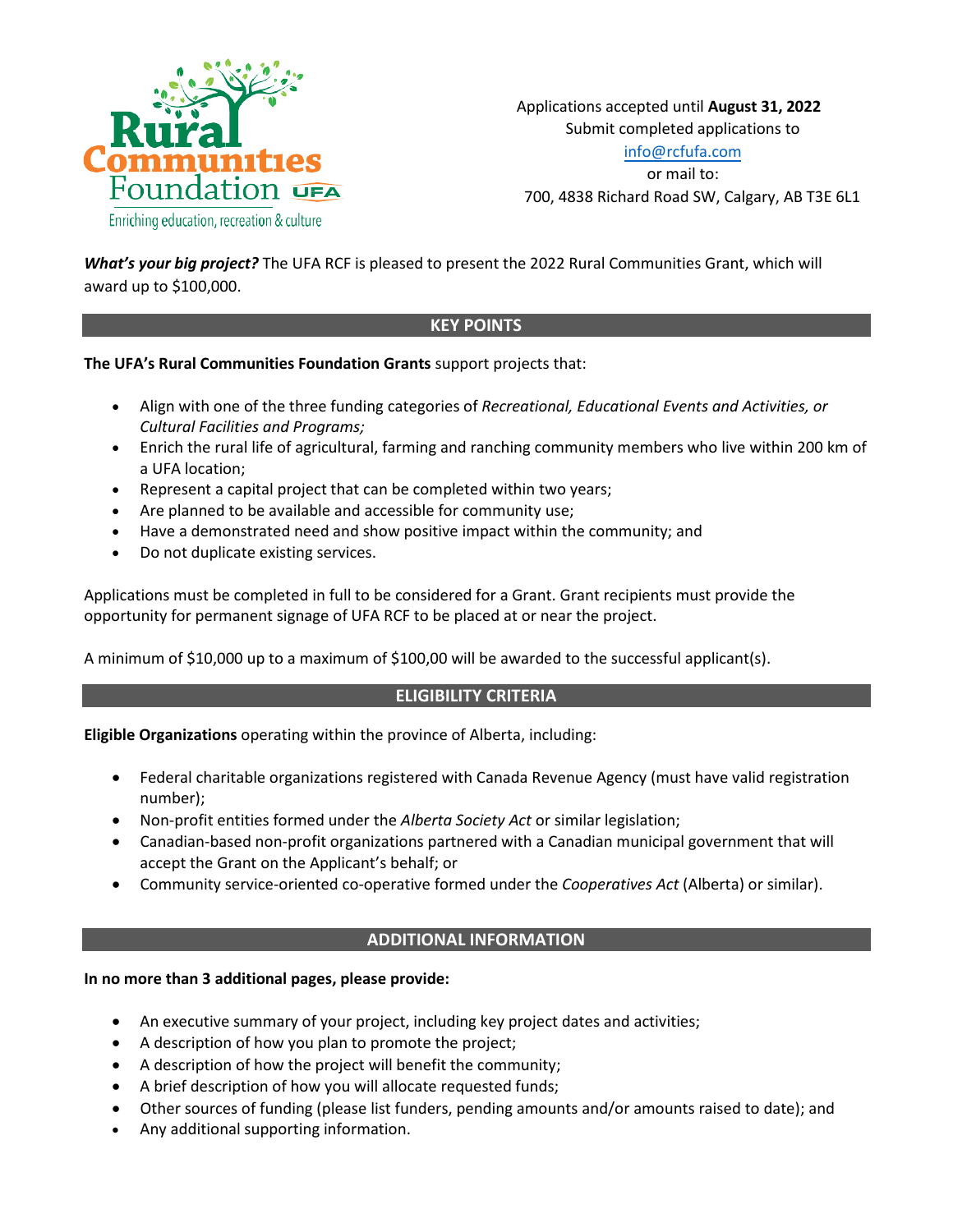Rural Communities Foundation UFA

Enriching education, recreation & culture

Applications accepted until **August 31, 2022**

Submit completed applications to

info@rcfufa.com

or mail to:

700, 4838 Richard Road SW, Calgary, AB T3E 6L1

***What's your big project?*** The UFA RCF is pleased to present the 2022 Rural Communities Grant, which will award up to $100,000.

## KEY POINTS

**The UFA's Rural Communities Foundation Grants** support projects that:

- Align with one of the three funding categories of *Recreational, Educational Events and Activities, or Cultural Facilities and Programs;*
- Enrich the rural life of agricultural, farming and ranching community members who live within 200 km of a UFA location;
- Represent a capital project that can be completed within two years;
- Are planned to be available and accessible for community use;
- Have a demonstrated need and show positive impact within the community; and
- Do not duplicate existing services.

Applications must be completed in full to be considered for a Grant. Grant recipients must provide the opportunity for permanent signage of UFA RCF to be placed at or near the project.

A minimum of $10,000 up to a maximum of $100,00 will be awarded to the successful applicant(s).

## ELIGIBILITY CRITERIA

**Eligible Organizations** operating within the province of Alberta, including:

- Federal charitable organizations registered with Canada Revenue Agency (must have valid registration number);
- Non-profit entities formed under the *Alberta Society Act* or similar legislation;
- Canadian-based non-profit organizations partnered with a Canadian municipal government that will accept the Grant on the Applicant's behalf; or
- Community service-oriented co-operative formed under the *Cooperatives Act* (Alberta) or similar).

## ADDITIONAL INFORMATION

**In no more than 3 additional pages, please provide:**

- An executive summary of your project, including key project dates and activities;
- A description of how you plan to promote the project;
- A description of how the project will benefit the community;
- A brief description of how you will allocate requested funds;
- Other sources of funding (please list funders, pending amounts and/or amounts raised to date); and
- Any additional supporting information.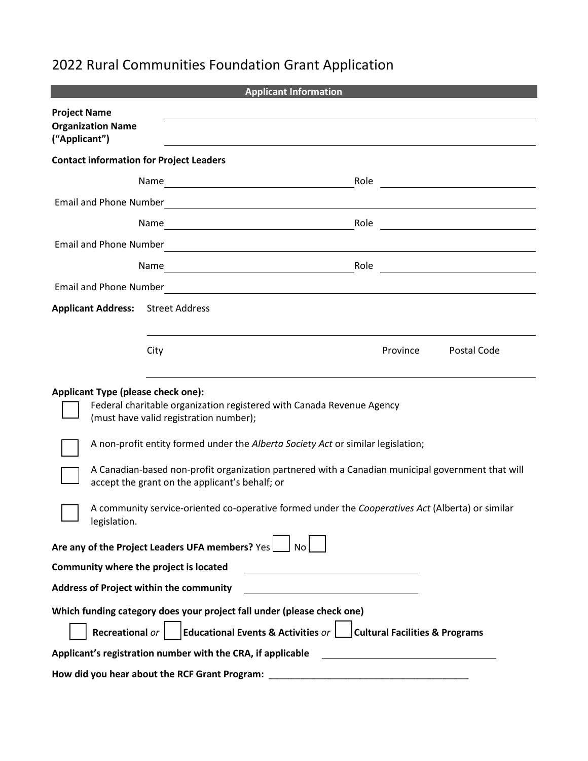# 2022 Rural Communities Foundation Grant Application

## Applicant Information

**Project Name** \_\_\_\_\_\_\_\_\_\_\_\_\_\_\_\_\_\_\_\_\_\_\_\_\_\_\_\_\_\_\_\_\_\_\_\_\_\_\_\_

**Organization Name ("Applicant")** \_\_\_\_\_\_\_\_\_\_\_\_\_\_\_\_\_\_\_\_\_\_\_\_\_\_\_\_\_\_\_\_\_\_\_\_\_\_\_\_

**Contact information for Project Leaders**

Name \_\_\_\_\_\_\_\_\_\_\_\_\_\_\_\_\_\_\_\_\_\_\_\_ Role \_\_\_\_\_\_\_\_\_\_\_\_\_\_\_\_\_\_\_\_

Email and Phone Number \_\_\_\_\_\_\_\_\_\_\_\_\_\_\_\_\_\_\_\_\_\_\_\_\_\_\_\_\_\_\_\_\_\_\_\_\_\_\_\_

Name \_\_\_\_\_\_\_\_\_\_\_\_\_\_\_\_\_\_\_\_\_\_\_\_ Role \_\_\_\_\_\_\_\_\_\_\_\_\_\_\_\_\_\_\_\_

Email and Phone Number \_\_\_\_\_\_\_\_\_\_\_\_\_\_\_\_\_\_\_\_\_\_\_\_\_\_\_\_\_\_\_\_\_\_\_\_\_\_\_\_

Name \_\_\_\_\_\_\_\_\_\_\_\_\_\_\_\_\_\_\_\_\_\_\_\_ Role \_\_\_\_\_\_\_\_\_\_\_\_\_\_\_\_\_\_\_\_

Email and Phone Number \_\_\_\_\_\_\_\_\_\_\_\_\_\_\_\_\_\_\_\_\_\_\_\_\_\_\_\_\_\_\_\_\_\_\_\_\_\_\_\_

**Applicant Address:** Street Address

\_\_\_\_\_\_\_\_\_\_\_\_\_\_\_\_\_\_\_\_\_\_\_\_\_\_\_\_\_\_\_\_\_\_\_\_\_\_\_\_

City Province Postal Code

\_\_\_\_\_\_\_\_\_\_\_\_\_\_\_\_\_\_\_\_\_\_\_\_\_\_\_\_\_\_\_\_\_\_\_\_\_\_\_\_

**Applicant Type (please check one):**

- ☐ Federal charitable organization registered with Canada Revenue Agency (must have valid registration number);
- ☐ A non-profit entity formed under the *Alberta Society Act* or similar legislation;
- ☐ A Canadian-based non-profit organization partnered with a Canadian municipal government that will accept the grant on the applicant's behalf; or
- ☐ A community service-oriented co-operative formed under the *Cooperatives Act* (Alberta) or similar legislation.

**Are any of the Project Leaders UFA members?** Yes ☐ No ☐

**Community where the project is located** \_\_\_\_\_\_\_\_\_\_\_\_\_\_\_\_\_\_\_\_

**Address of Project within the community** \_\_\_\_\_\_\_\_\_\_\_\_\_\_\_\_\_\_\_\_

**Which funding category does your project fall under (please check one)**

☐ **Recreational** *or* ☐ **Educational Events & Activities** *or* ☐ **Cultural Facilities & Programs**

**Applicant's registration number with the CRA, if applicable** \_\_\_\_\_\_\_\_\_\_\_\_\_\_\_\_\_\_\_\_

**How did you hear about the RCF Grant Program:** \_\_\_\_\_\_\_\_\_\_\_\_\_\_\_\_\_\_\_\_\_\_\_\_\_\_\_\_\_\_\_\_\_\_\_\_\_\_\_\_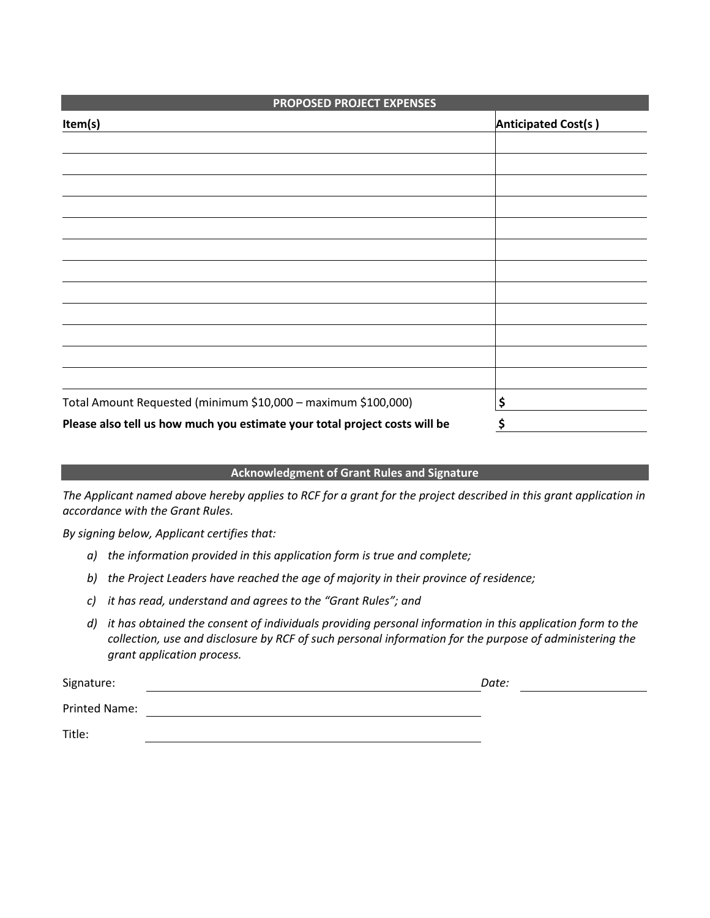## PROPOSED PROJECT EXPENSES

| Item(s) | Anticipated Cost(s ) |
| --- | --- |
| | |
| | |
| | |
| | |
| | |
| | |
| | |
| | |
| | |
| | |
| | |
| | |
| Total Amount Requested (minimum $10,000 – maximum $100,000) | $ |
| **Please also tell us how much you estimate your total project costs will be** | $ |

## Acknowledgment of Grant Rules and Signature

*The Applicant named above hereby applies to RCF for a grant for the project described in this grant application in accordance with the Grant Rules.*

*By signing below, Applicant certifies that:*

a) *the information provided in this application form is true and complete;*

b) *the Project Leaders have reached the age of majority in their province of residence;*

c) *it has read, understand and agrees to the "Grant Rules"; and*

d) *it has obtained the consent of individuals providing personal information in this application form to the collection, use and disclosure by RCF of such personal information for the purpose of administering the grant application process.*

Signature: ______________________________ *Date:* ______________

Printed Name: ______________________________

Title: ______________________________